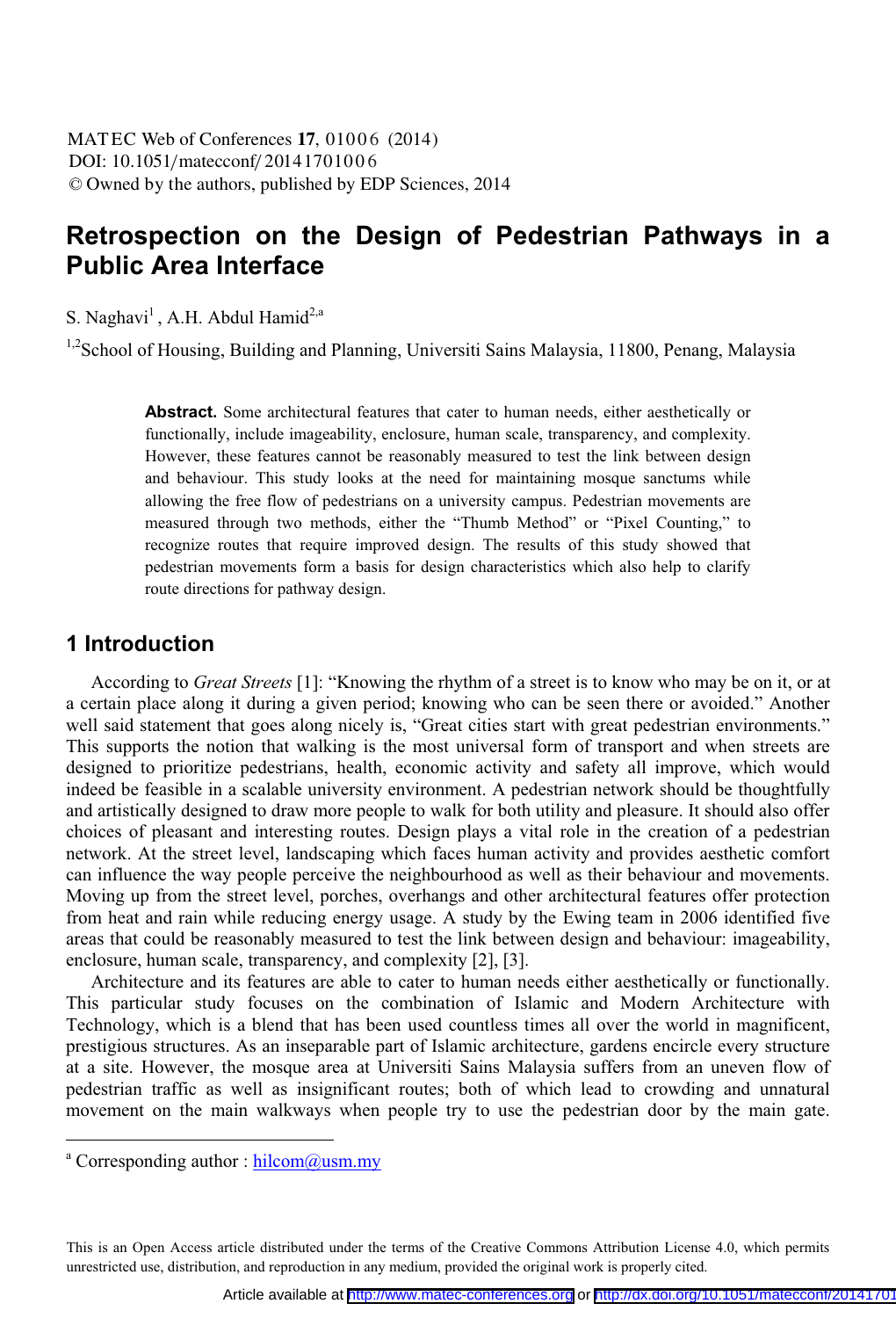# Retrospection on the Design of Pedestrian Pathways in a Public Area Interface

S. Naghavi[1], A.H. Abdul Hamid[2,a]

[1,2]School of Housing, Building and Planning, Universiti Sains Malaysia, 11800, Penang, Malaysia

**Abstract.** Some architectural features that cater to human needs, either aesthetically or functionally, include imageability, enclosure, human scale, transparency, and complexity. However, these features cannot be reasonably measured to test the link between design and behaviour. This study looks at the need for maintaining mosque sanctums while allowing the free flow of pedestrians on a university campus. Pedestrian movements are measured through two methods, either the "Thumb Method" or "Pixel Counting," to recognize routes that require improved design. The results of this study showed that pedestrian movements form a basis for design characteristics which also help to clarify route directions for pathway design.

## 1 Introduction

According to *Great Streets* [1]: "Knowing the rhythm of a street is to know who may be on it, or at a certain place along it during a given period; knowing who can be seen there or avoided." Another well said statement that goes along nicely is, "Great cities start with great pedestrian environments." This supports the notion that walking is the most universal form of transport and when streets are designed to prioritize pedestrians, health, economic activity and safety all improve, which would indeed be feasible in a scalable university environment. A pedestrian network should be thoughtfully and artistically designed to draw more people to walk for both utility and pleasure. It should also offer choices of pleasant and interesting routes. Design plays a vital role in the creation of a pedestrian network. At the street level, landscaping which faces human activity and provides aesthetic comfort can influence the way people perceive the neighbourhood as well as their behaviour and movements. Moving up from the street level, porches, overhangs and other architectural features offer protection from heat and rain while reducing energy usage. A study by the Ewing team in 2006 identified five areas that could be reasonably measured to test the link between design and behaviour: imageability, enclosure, human scale, transparency, and complexity [2], [3].

Architecture and its features are able to cater to human needs either aesthetically or functionally. This particular study focuses on the combination of Islamic and Modern Architecture with Technology, which is a blend that has been used countless times all over the world in magnificent, prestigious structures. As an inseparable part of Islamic architecture, gardens encircle every structure at a site. However, the mosque area at Universiti Sains Malaysia suffers from an uneven flow of pedestrian traffic as well as insignificant routes; both of which lead to crowding and unnatural movement on the main walkways when people try to use the pedestrian door by the main gate.

[a] Corresponding author : hilcom@usm.my

This is an Open Access article distributed under the terms of the Creative Commons Attribution License 4.0, which permits unrestricted use, distribution, and reproduction in any medium, provided the original work is properly cited.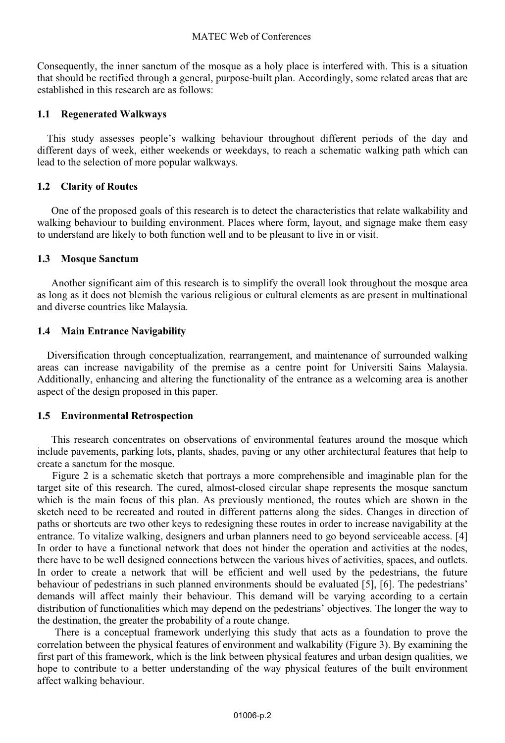Consequently, the inner sanctum of the mosque as a holy place is interfered with. This is a situation that should be rectified through a general, purpose-built plan. Accordingly, some related areas that are established in this research are as follows:

### 1.1 Regenerated Walkways

This study assesses people's walking behaviour throughout different periods of the day and different days of week, either weekends or weekdays, to reach a schematic walking path which can lead to the selection of more popular walkways.

### 1.2 Clarity of Routes

One of the proposed goals of this research is to detect the characteristics that relate walkability and walking behaviour to building environment. Places where form, layout, and signage make them easy to understand are likely to both function well and to be pleasant to live in or visit.

### 1.3 Mosque Sanctum

Another significant aim of this research is to simplify the overall look throughout the mosque area as long as it does not blemish the various religious or cultural elements as are present in multinational and diverse countries like Malaysia.

### 1.4 Main Entrance Navigability

Diversification through conceptualization, rearrangement, and maintenance of surrounded walking areas can increase navigability of the premise as a centre point for Universiti Sains Malaysia. Additionally, enhancing and altering the functionality of the entrance as a welcoming area is another aspect of the design proposed in this paper.

### 1.5 Environmental Retrospection

This research concentrates on observations of environmental features around the mosque which include pavements, parking lots, plants, shades, paving or any other architectural features that help to create a sanctum for the mosque.

Figure 2 is a schematic sketch that portrays a more comprehensible and imaginable plan for the target site of this research. The cured, almost-closed circular shape represents the mosque sanctum which is the main focus of this plan. As previously mentioned, the routes which are shown in the sketch need to be recreated and routed in different patterns along the sides. Changes in direction of paths or shortcuts are two other keys to redesigning these routes in order to increase navigability at the entrance. To vitalize walking, designers and urban planners need to go beyond serviceable access. [4] In order to have a functional network that does not hinder the operation and activities at the nodes, there have to be well designed connections between the various hives of activities, spaces, and outlets. In order to create a network that will be efficient and well used by the pedestrians, the future behaviour of pedestrians in such planned environments should be evaluated [5], [6]. The pedestrians' demands will affect mainly their behaviour. This demand will be varying according to a certain distribution of functionalities which may depend on the pedestrians' objectives. The longer the way to the destination, the greater the probability of a route change.

There is a conceptual framework underlying this study that acts as a foundation to prove the correlation between the physical features of environment and walkability (Figure 3). By examining the first part of this framework, which is the link between physical features and urban design qualities, we hope to contribute to a better understanding of the way physical features of the built environment affect walking behaviour.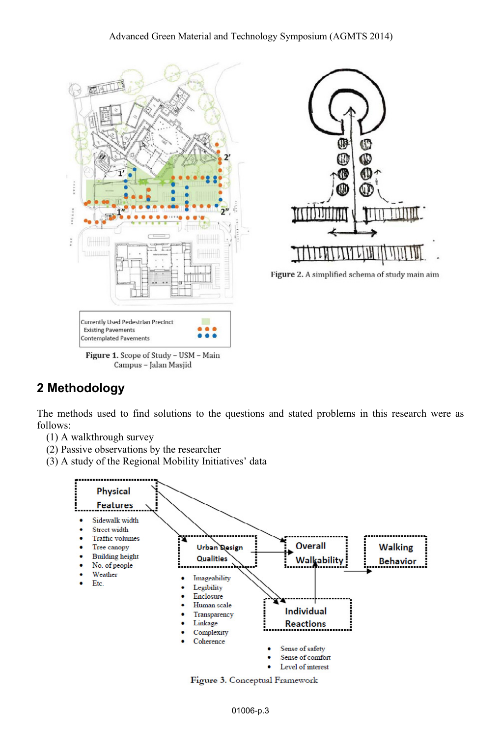Figure 1. Scope of Study – USM – Main Campus – Jalan Masjid

Figure 2. A simplified schema of study main aim

## 2 Methodology

The methods used to find solutions to the questions and stated problems in this research were as follows:

(1) A walkthrough survey
(2) Passive observations by the researcher
(3) A study of the Regional Mobility Initiatives' data

Figure 3. Conceptual Framework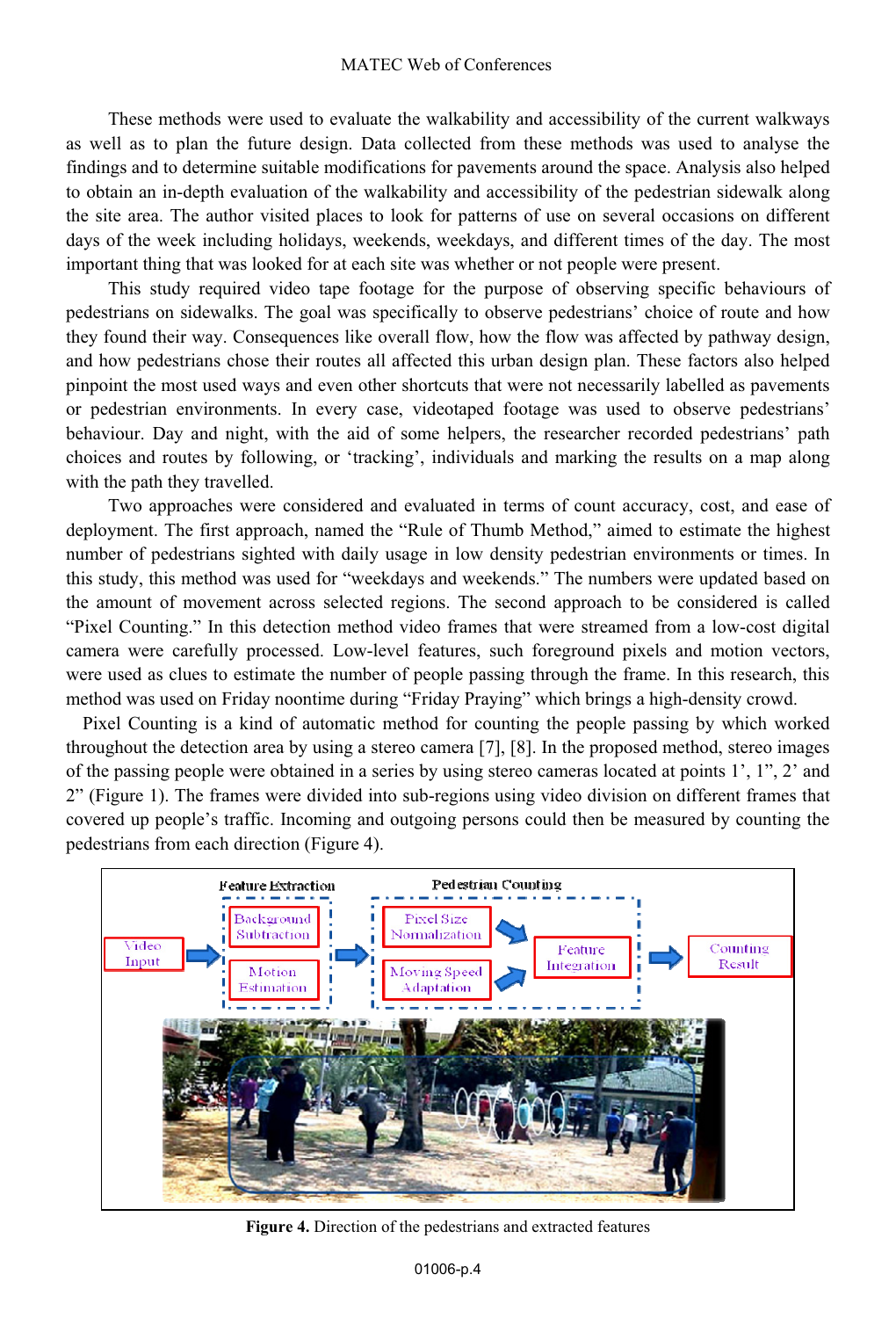These methods were used to evaluate the walkability and accessibility of the current walkways as well as to plan the future design. Data collected from these methods was used to analyse the findings and to determine suitable modifications for pavements around the space. Analysis also helped to obtain an in-depth evaluation of the walkability and accessibility of the pedestrian sidewalk along the site area. The author visited places to look for patterns of use on several occasions on different days of the week including holidays, weekends, weekdays, and different times of the day. The most important thing that was looked for at each site was whether or not people were present.

This study required video tape footage for the purpose of observing specific behaviours of pedestrians on sidewalks. The goal was specifically to observe pedestrians' choice of route and how they found their way. Consequences like overall flow, how the flow was affected by pathway design, and how pedestrians chose their routes all affected this urban design plan. These factors also helped pinpoint the most used ways and even other shortcuts that were not necessarily labelled as pavements or pedestrian environments. In every case, videotaped footage was used to observe pedestrians' behaviour. Day and night, with the aid of some helpers, the researcher recorded pedestrians' path choices and routes by following, or 'tracking', individuals and marking the results on a map along with the path they travelled.

Two approaches were considered and evaluated in terms of count accuracy, cost, and ease of deployment. The first approach, named the "Rule of Thumb Method," aimed to estimate the highest number of pedestrians sighted with daily usage in low density pedestrian environments or times. In this study, this method was used for "weekdays and weekends." The numbers were updated based on the amount of movement across selected regions. The second approach to be considered is called "Pixel Counting." In this detection method video frames that were streamed from a low-cost digital camera were carefully processed. Low-level features, such foreground pixels and motion vectors, were used as clues to estimate the number of people passing through the frame. In this research, this method was used on Friday noontime during "Friday Praying" which brings a high-density crowd.

Pixel Counting is a kind of automatic method for counting the people passing by which worked throughout the detection area by using a stereo camera [7], [8]. In the proposed method, stereo images of the passing people were obtained in a series by using stereo cameras located at points 1', 1", 2' and 2" (Figure 1). The frames were divided into sub-regions using video division on different frames that covered up people's traffic. Incoming and outgoing persons could then be measured by counting the pedestrians from each direction (Figure 4).

**Figure 4.** Direction of the pedestrians and extracted features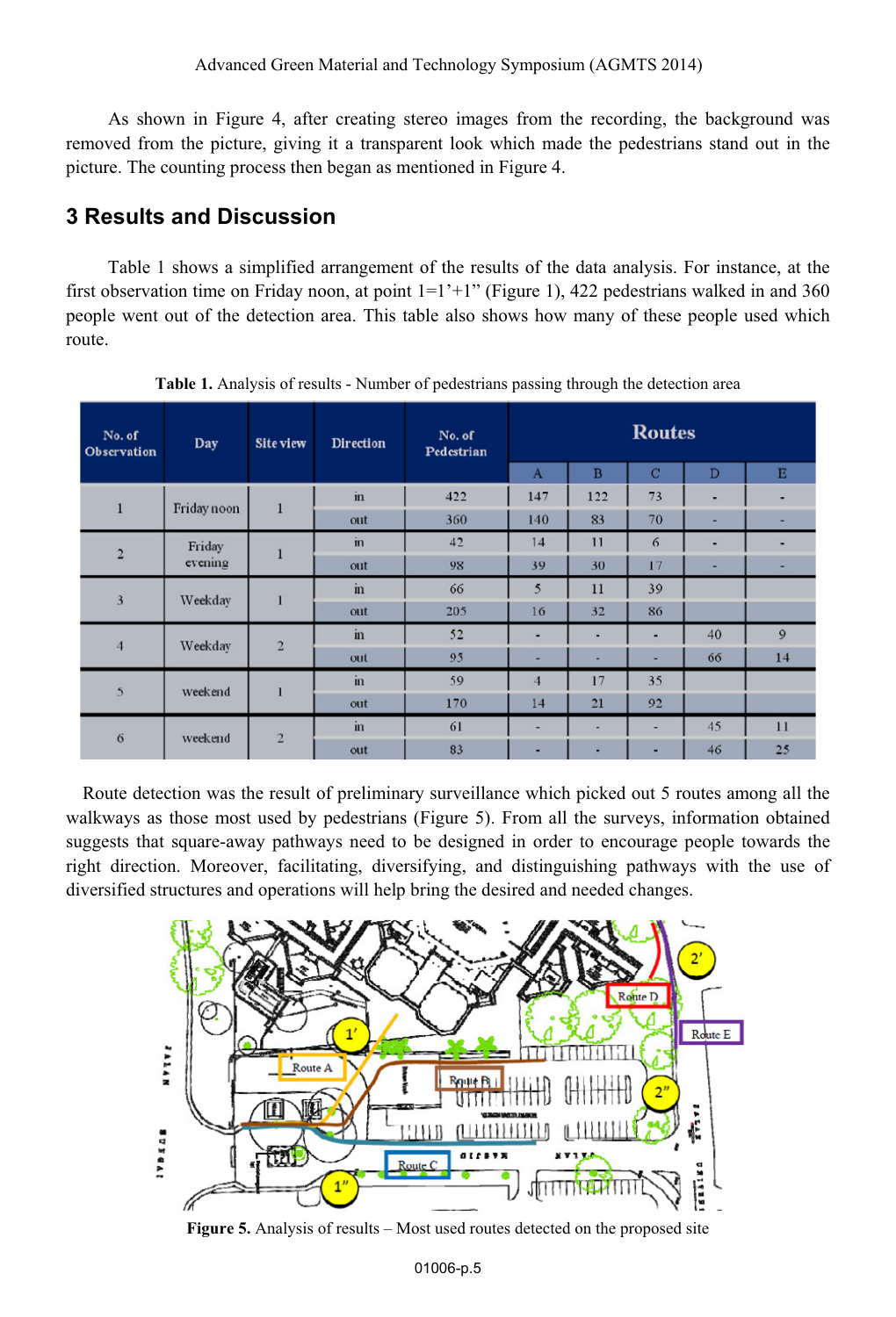As shown in Figure 4, after creating stereo images from the recording, the background was removed from the picture, giving it a transparent look which made the pedestrians stand out in the picture. The counting process then began as mentioned in Figure 4.

## 3 Results and Discussion

Table 1 shows a simplified arrangement of the results of the data analysis. For instance, at the first observation time on Friday noon, at point 1=1'+1" (Figure 1), 422 pedestrians walked in and 360 people went out of the detection area. This table also shows how many of these people used which route.

**Table 1.** Analysis of results - Number of pedestrians passing through the detection area

| No. of Observation | Day | Site view | Direction | No. of Pedestrian | Routes | | | | |
|---|---|---|---|---|---|---|---|---|---|
| | | | | | A | B | C | D | E |
| 1 | Friday noon | 1 | in | 422 | 147 | 122 | 73 | - | - |
| | | | out | 360 | 140 | 83 | 70 | - | - |
| 2 | Friday evening | 1 | in | 42 | 14 | 11 | 6 | - | - |
| | | | out | 98 | 39 | 30 | 17 | - | - |
| 3 | Weekday | 1 | in | 66 | 5 | 11 | 39 | | |
| | | | out | 205 | 16 | 32 | 86 | | |
| 4 | Weekday | 2 | in | 52 | - | - | - | 40 | 9 |
| | | | out | 95 | - | - | - | 66 | 14 |
| 5 | weekend | 1 | in | 59 | 4 | 17 | 35 | | |
| | | | out | 170 | 14 | 21 | 92 | | |
| 6 | weekend | 2 | in | 61 | - | - | - | 45 | 11 |
| | | | out | 83 | - | - | - | 46 | 25 |

Route detection was the result of preliminary surveillance which picked out 5 routes among all the walkways as those most used by pedestrians (Figure 5). From all the surveys, information obtained suggests that square-away pathways need to be designed in order to encourage people towards the right direction. Moreover, facilitating, diversifying, and distinguishing pathways with the use of diversified structures and operations will help bring the desired and needed changes.

**Figure 5.** Analysis of results – Most used routes detected on the proposed site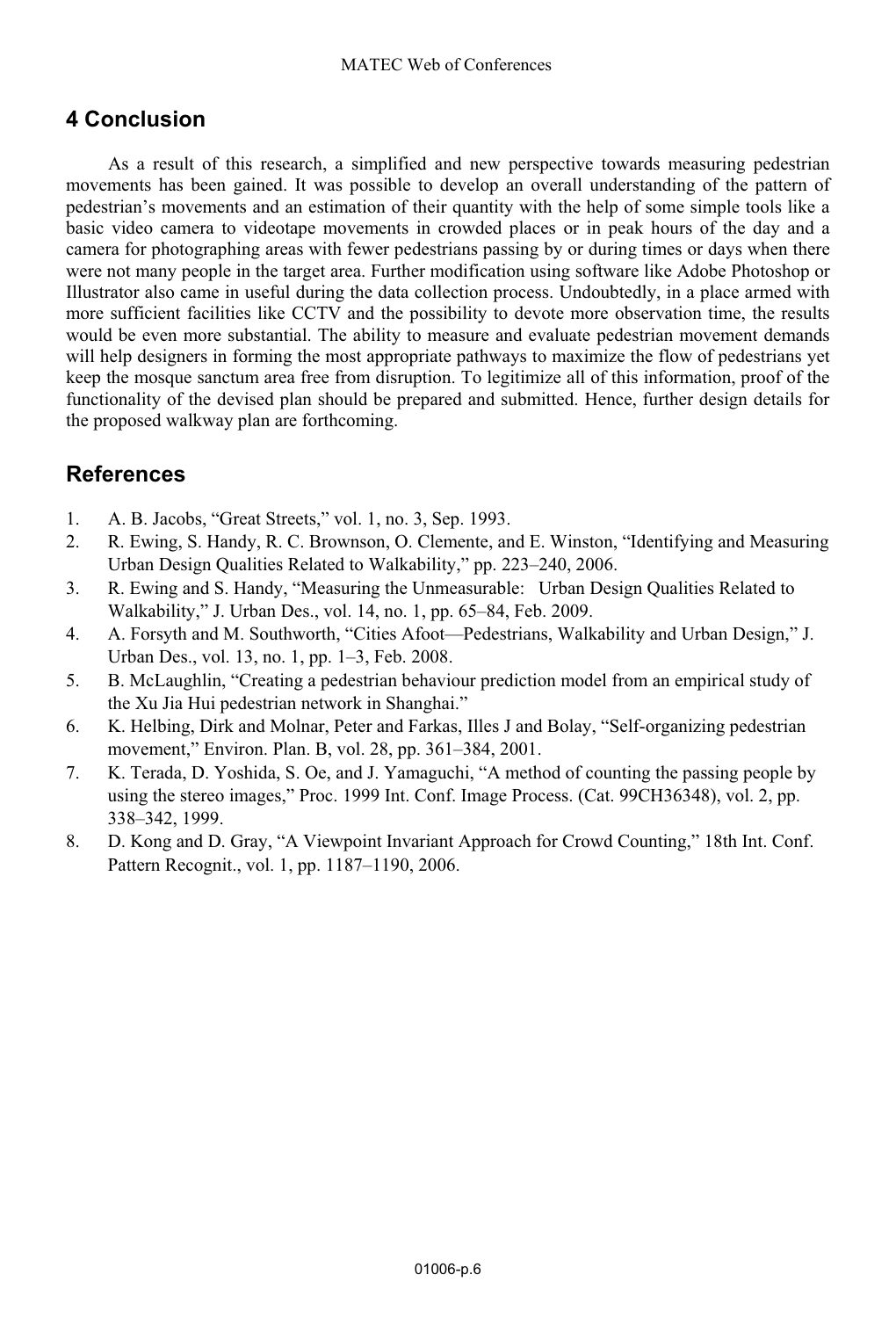## 4 Conclusion

As a result of this research, a simplified and new perspective towards measuring pedestrian movements has been gained. It was possible to develop an overall understanding of the pattern of pedestrian's movements and an estimation of their quantity with the help of some simple tools like a basic video camera to videotape movements in crowded places or in peak hours of the day and a camera for photographing areas with fewer pedestrians passing by or during times or days when there were not many people in the target area. Further modification using software like Adobe Photoshop or Illustrator also came in useful during the data collection process. Undoubtedly, in a place armed with more sufficient facilities like CCTV and the possibility to devote more observation time, the results would be even more substantial. The ability to measure and evaluate pedestrian movement demands will help designers in forming the most appropriate pathways to maximize the flow of pedestrians yet keep the mosque sanctum area free from disruption. To legitimize all of this information, proof of the functionality of the devised plan should be prepared and submitted. Hence, further design details for the proposed walkway plan are forthcoming.

## References

1. A. B. Jacobs, "Great Streets," vol. 1, no. 3, Sep. 1993.
2. R. Ewing, S. Handy, R. C. Brownson, O. Clemente, and E. Winston, "Identifying and Measuring Urban Design Qualities Related to Walkability," pp. 223–240, 2006.
3. R. Ewing and S. Handy, "Measuring the Unmeasurable: Urban Design Qualities Related to Walkability," J. Urban Des., vol. 14, no. 1, pp. 65–84, Feb. 2009.
4. A. Forsyth and M. Southworth, "Cities Afoot—Pedestrians, Walkability and Urban Design," J. Urban Des., vol. 13, no. 1, pp. 1–3, Feb. 2008.
5. B. McLaughlin, "Creating a pedestrian behaviour prediction model from an empirical study of the Xu Jia Hui pedestrian network in Shanghai."
6. K. Helbing, Dirk and Molnar, Peter and Farkas, Illes J and Bolay, "Self-organizing pedestrian movement," Environ. Plan. B, vol. 28, pp. 361–384, 2001.
7. K. Terada, D. Yoshida, S. Oe, and J. Yamaguchi, "A method of counting the passing people by using the stereo images," Proc. 1999 Int. Conf. Image Process. (Cat. 99CH36348), vol. 2, pp. 338–342, 1999.
8. D. Kong and D. Gray, "A Viewpoint Invariant Approach for Crowd Counting," 18th Int. Conf. Pattern Recognit., vol. 1, pp. 1187–1190, 2006.